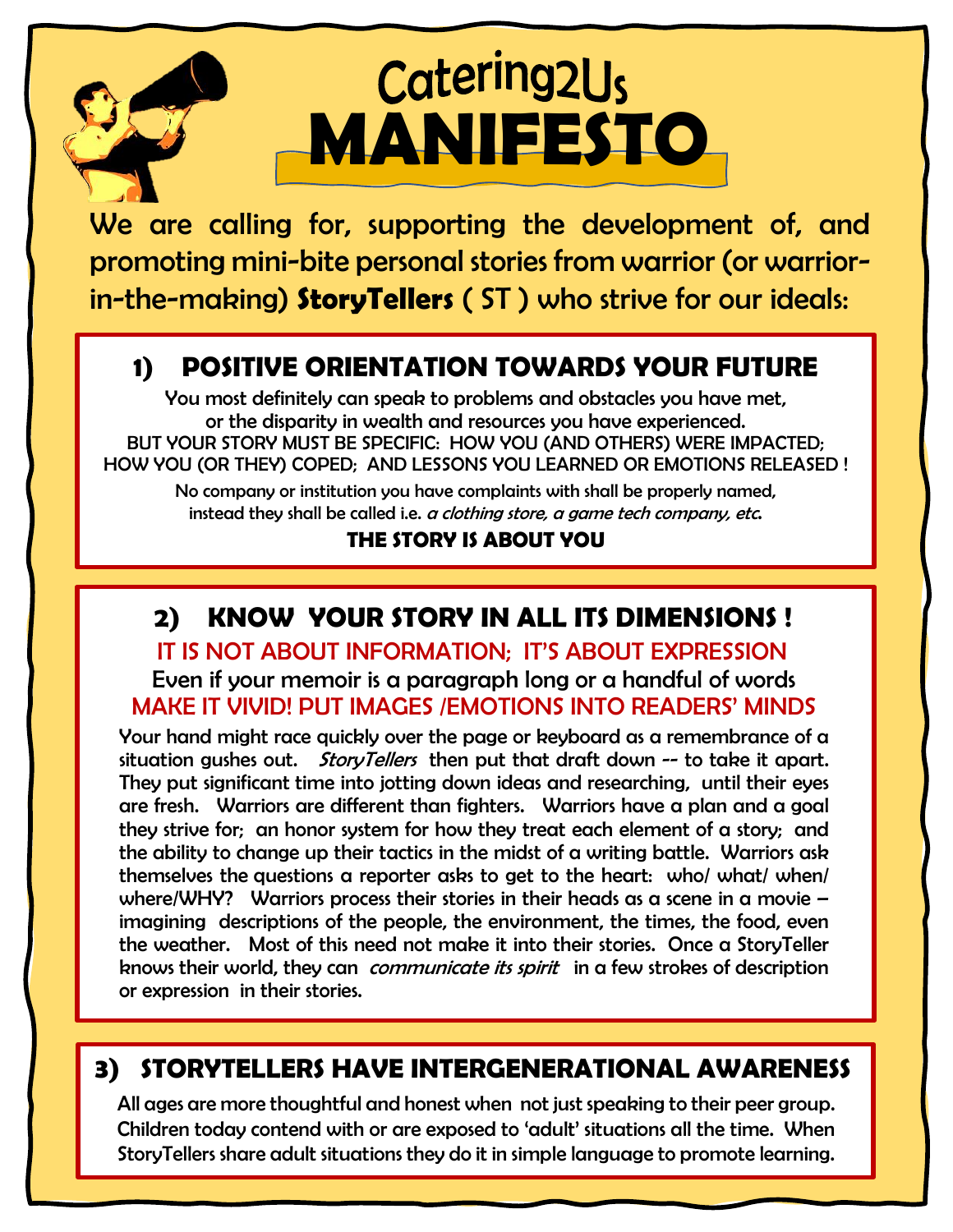# Catering2Us MANIFESTO

We are calling for, supporting the development of, and promoting mini-bite personal stories from warrior (or warrior-in-the-making) **StoryTellers** ( ST ) who strive for our ideals:

## 1) POSITIVE ORIENTATION TOWARDS YOUR FUTURE

You most definitely can speak to problems and obstacles you have met, or the disparity in wealth and resources you have experienced.
BUT YOUR STORY MUST BE SPECIFIC: HOW YOU (AND OTHERS) WERE IMPACTED; HOW YOU (OR THEY) COPED; AND LESSONS YOU LEARNED OR EMOTIONS RELEASED !

No company or institution you have complaints with shall be properly named, instead they shall be called i.e. *a clothing store, a game tech company, etc.*

**THE STORY IS ABOUT YOU**

## 2) KNOW YOUR STORY IN ALL ITS DIMENSIONS !

IT IS NOT ABOUT INFORMATION; IT'S ABOUT EXPRESSION

Even if your memoir is a paragraph long or a handful of words

MAKE IT VIVID! PUT IMAGES /EMOTIONS INTO READERS' MINDS

Your hand might race quickly over the page or keyboard as a remembrance of a situation gushes out. *StoryTellers* then put that draft down -- to take it apart. They put significant time into jotting down ideas and researching, until their eyes are fresh. Warriors are different than fighters. Warriors have a plan and a goal they strive for; an honor system for how they treat each element of a story; and the ability to change up their tactics in the midst of a writing battle. Warriors ask themselves the questions a reporter asks to get to the heart: who/ what/ when/ where/WHY? Warriors process their stories in their heads as a scene in a movie – imagining descriptions of the people, the environment, the times, the food, even the weather. Most of this need not make it into their stories. Once a StoryTeller knows their world, they can *communicate its spirit* in a few strokes of description or expression in their stories.

## 3) STORYTELLERS HAVE INTERGENERATIONAL AWARENESS

All ages are more thoughtful and honest when not just speaking to their peer group. Children today contend with or are exposed to 'adult' situations all the time. When StoryTellers share adult situations they do it in simple language to promote learning.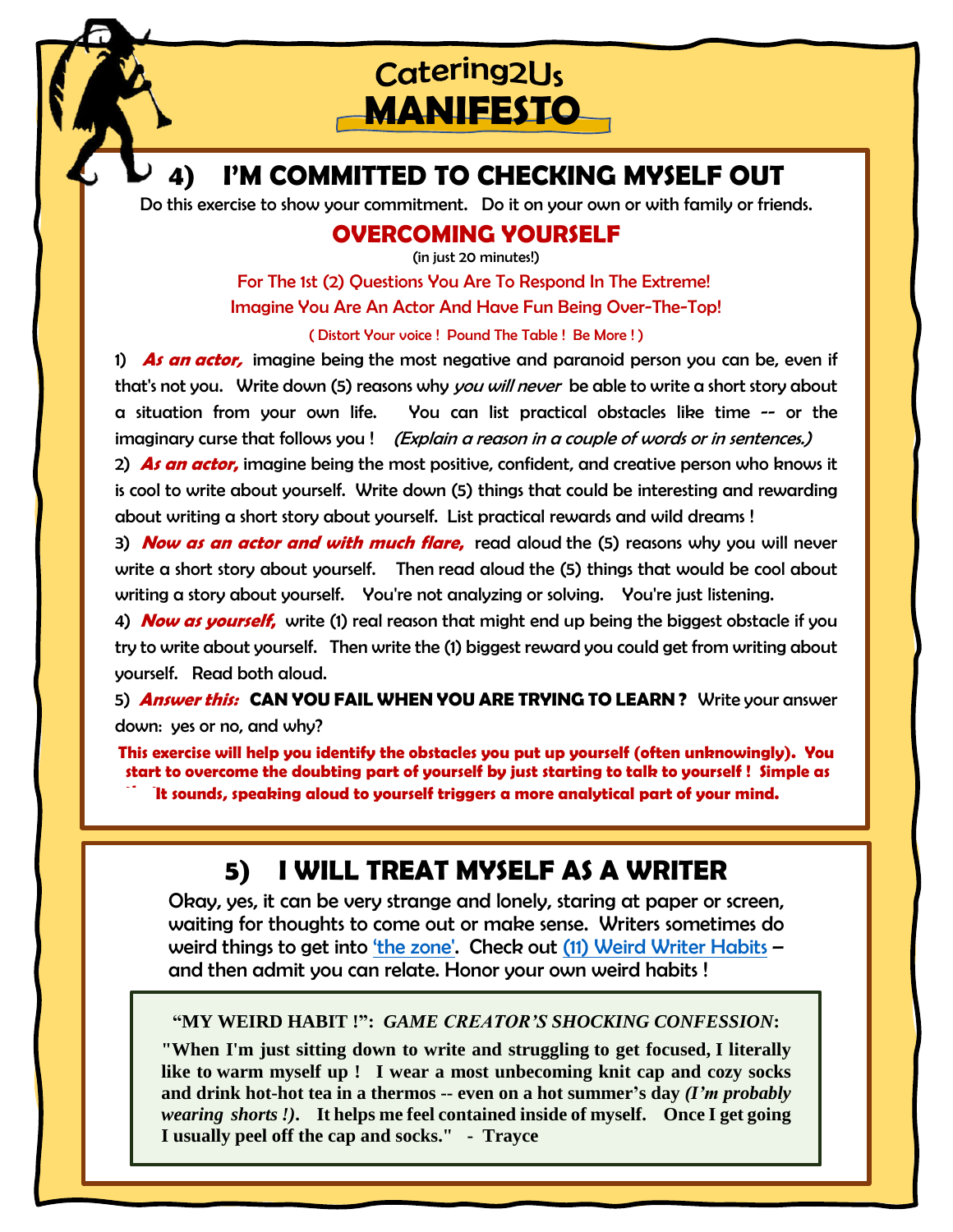Catering2Us

# MANIFESTO

## 4) I'M COMMITTED TO CHECKING MYSELF OUT

Do this exercise to show your commitment. Do it on your own or with family or friends.

### OVERCOMING YOURSELF

(in just 20 minutes!)

For The 1st (2) Questions You Are To Respond In The Extreme!

Imagine You Are An Actor And Have Fun Being Over-The-Top!

( Distort Your voice ! Pound The Table ! Be More ! )

1) ***As an actor,*** imagine being the most negative and paranoid person you can be, even if that's not you. Write down (5) reasons why *you will never* be able to write a short story about a situation from your own life. You can list practical obstacles like time -- or the imaginary curse that follows you ! *(Explain a reason in a couple of words or in sentences.)*

2) ***As an actor,*** imagine being the most positive, confident, and creative person who knows it is cool to write about yourself. Write down (5) things that could be interesting and rewarding about writing a short story about yourself. List practical rewards and wild dreams !

3) ***Now as an actor and with much flare,*** read aloud the (5) reasons why you will never write a short story about yourself. Then read aloud the (5) things that would be cool about writing a story about yourself. You're not analyzing or solving. You're just listening.

4) ***Now as yourself,*** write (1) real reason that might end up being the biggest obstacle if you try to write about yourself. Then write the (1) biggest reward you could get from writing about yourself. Read both aloud.

5) ***Answer this:*** **CAN YOU FAIL WHEN YOU ARE TRYING TO LEARN ?** Write your answer down: yes or no, and why?

**This exercise will help you identify the obstacles you put up yourself (often unknowingly). You start to overcome the doubting part of yourself by just starting to talk to yourself ! Simple as it sounds, speaking aloud to yourself triggers a more analytical part of your mind.**

## 5) I WILL TREAT MYSELF AS A WRITER

Okay, yes, it can be very strange and lonely, staring at paper or screen, waiting for thoughts to come out or make sense. Writers sometimes do weird things to get into 'the zone'. Check out (11) Weird Writer Habits – and then admit you can relate. Honor your own weird habits !

**"MY WEIRD HABIT !":** ***GAME CREATOR'S SHOCKING CONFESSION*****:**

**"When I'm just sitting down to write and struggling to get focused, I literally like to warm myself up ! I wear a most unbecoming knit cap and cozy socks and drink hot-hot tea in a thermos -- even on a hot summer's day *(I'm probably wearing shorts !)*. It helps me feel contained inside of myself. Once I get going I usually peel off the cap and socks." - Trayce**